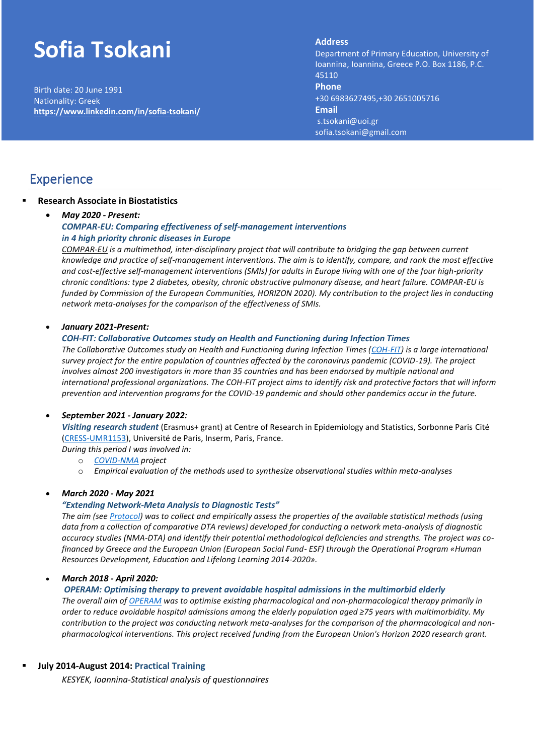# Sofia Tsokani

Birth date: 20 June 1991
Nationality: Greek
**https://www.linkedin.com/in/sofia-tsokani/**

**Address**
Department of Primary Education, University of Ioannina, Ioannina, Greece P.O. Box 1186, P.C. 45110

**Phone**
+30 6983627495,+30 2651005716

**Email**
s.tsokani@uoi.gr
sofia.tsokani@gmail.com

## Experience

- **Research Associate in Biostatistics**
  - ***May 2020 - Present:***
    ***COMPAR-EU: Comparing effectiveness of self-management interventions in 4 high priority chronic diseases in Europe***
    *COMPAR-EU is a multimethod, inter-disciplinary project that will contribute to bridging the gap between current knowledge and practice of self-management interventions. The aim is to identify, compare, and rank the most effective and cost-effective self-management interventions (SMIs) for adults in Europe living with one of the four high-priority chronic conditions: type 2 diabetes, obesity, chronic obstructive pulmonary disease, and heart failure. COMPAR-EU is funded by Commission of the European Communities, HORIZON 2020). My contribution to the project lies in conducting network meta-analyses for the comparison of the effectiveness of SMIs.*

  - ***January 2021-Present:***
    ***COH-FIT: Collaborative Outcomes study on Health and Functioning during Infection Times***
    *The Collaborative Outcomes study on Health and Functioning during Infection Times (COH-FIT) is a large international survey project for the entire population of countries affected by the coronavirus pandemic (COVID-19). The project involves almost 200 investigators in more than 35 countries and has been endorsed by multiple national and international professional organizations. The COH-FIT project aims to identify risk and protective factors that will inform prevention and intervention programs for the COVID-19 pandemic and should other pandemics occur in the future.*

  - ***September 2021 - January 2022:***
    ***Visiting research student*** (Erasmus+ grant) at Centre of Research in Epidemiology and Statistics, Sorbonne Paris Cité (CRESS-UMR1153), Université de Paris, Inserm, Paris, France.
    *During this period I was involved in:*
    - *COVID-NMA project*
    - *Empirical evaluation of the methods used to synthesize observational studies within meta-analyses*

  - ***March 2020 - May 2021***
    ***"Extending Network-Meta Analysis to Diagnostic Tests"***
    *The aim (see Protocol) was to collect and empirically assess the properties of the available statistical methods (using data from a collection of comparative DTA reviews) developed for conducting a network meta-analysis of diagnostic accuracy studies (NMA-DTA) and identify their potential methodological deficiencies and strengths. The project was co-financed by Greece and the European Union (European Social Fund- ESF) through the Operational Program «Human Resources Development, Education and Lifelong Learning 2014-2020».*

  - ***March 2018 - April 2020:***
    ***OPERAM: Optimising therapy to prevent avoidable hospital admissions in the multimorbid elderly***
    *The overall aim of OPERAM was to optimise existing pharmacological and non-pharmacological therapy primarily in order to reduce avoidable hospital admissions among the elderly population aged ≥75 years with multimorbidity. My contribution to the project was conducting network meta-analyses for the comparison of the pharmacological and non-pharmacological interventions. This project received funding from the European Union's Horizon 2020 research grant.*

- **July 2014-August 2014: Practical Training**
  *KESYEK, Ioannina-Statistical analysis of questionnaires*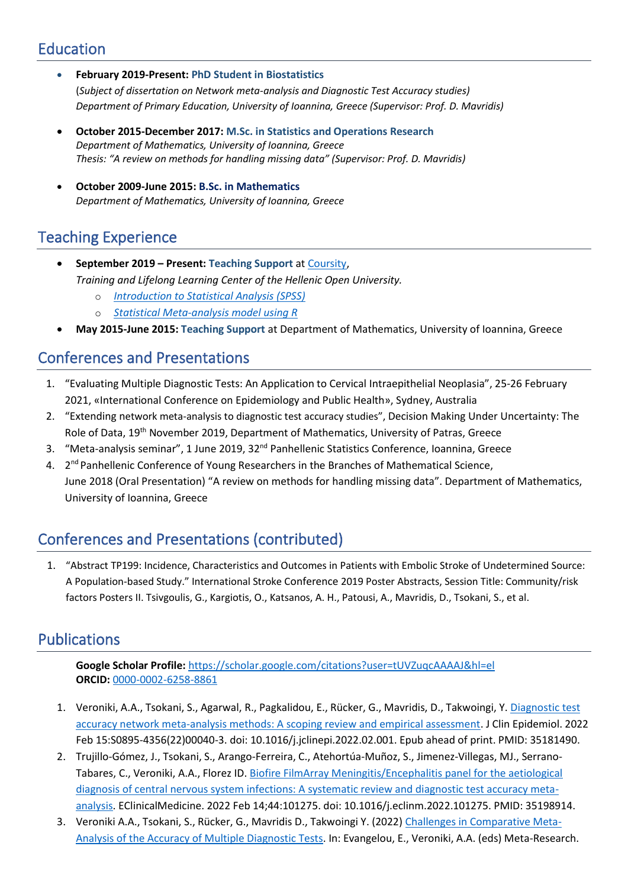## Education

- **February 2019-Present: PhD Student in Biostatistics**
  (*Subject of dissertation on Network meta-analysis and Diagnostic Test Accuracy studies)*
  *Department of Primary Education, University of Ioannina, Greece (Supervisor: Prof. D. Mavridis)*

- **October 2015-December 2017: M.Sc. in Statistics and Operations Research**
  *Department of Mathematics, University of Ioannina, Greece*
  *Thesis: "A review on methods for handling missing data" (Supervisor: Prof. D. Mavridis)*

- **October 2009-June 2015: B.Sc. in Mathematics**
  *Department of Mathematics, University of Ioannina, Greece*

## Teaching Experience

- **September 2019 – Present: Teaching Support** at Coursity,
  *Training and Lifelong Learning Center of the Hellenic Open University.*
  - *Introduction to Statistical Analysis (SPSS)*
  - *Statistical Meta-analysis model using R*
- **May 2015-June 2015: Teaching Support** at Department of Mathematics, University of Ioannina, Greece

## Conferences and Presentations

1. "Evaluating Multiple Diagnostic Tests: An Application to Cervical Intraepithelial Neoplasia", 25-26 February 2021, «International Conference on Epidemiology and Public Health», Sydney, Australia
2. "Extending network meta-analysis to diagnostic test accuracy studies", Decision Making Under Uncertainty: The Role of Data, 19th November 2019, Department of Mathematics, University of Patras, Greece
3. "Meta-analysis seminar", 1 June 2019, 32nd Panhellenic Statistics Conference, Ioannina, Greece
4. 2nd Panhellenic Conference of Young Researchers in the Branches of Mathematical Science, June 2018 (Oral Presentation) "A review on methods for handling missing data". Department of Mathematics, University of Ioannina, Greece

## Conferences and Presentations (contributed)

1. "Abstract TP199: Incidence, Characteristics and Outcomes in Patients with Embolic Stroke of Undetermined Source: A Population-based Study." International Stroke Conference 2019 Poster Abstracts, Session Title: Community/risk factors Posters II. Tsivgoulis, G., Kargiotis, O., Katsanos, A. H., Patousi, A., Mavridis, D., Tsokani, S., et al.

## Publications

**Google Scholar Profile:** https://scholar.google.com/citations?user=tUVZuqcAAAAJ&hl=el
**ORCID:** 0000-0002-6258-8861

1. Veroniki, A.A., Tsokani, S., Agarwal, R., Pagkalidou, E., Rücker, G., Mavridis, D., Takwoingi, Y. Diagnostic test accuracy network meta-analysis methods: A scoping review and empirical assessment. J Clin Epidemiol. 2022 Feb 15:S0895-4356(22)00040-3. doi: 10.1016/j.jclinepi.2022.02.001. Epub ahead of print. PMID: 35181490.
2. Trujillo-Gómez, J., Tsokani, S., Arango-Ferreira, C., Atehortúa-Muñoz, S., Jimenez-Villegas, MJ., Serrano-Tabares, C., Veroniki, A.A., Florez ID. Biofire FilmArray Meningitis/Encephalitis panel for the aetiological diagnosis of central nervous system infections: A systematic review and diagnostic test accuracy meta-analysis. EClinicalMedicine. 2022 Feb 14;44:101275. doi: 10.1016/j.eclinm.2022.101275. PMID: 35198914.
3. Veroniki A.A., Tsokani, S., Rücker, G., Mavridis D., Takwoingi Y. (2022) Challenges in Comparative Meta-Analysis of the Accuracy of Multiple Diagnostic Tests. In: Evangelou, E., Veroniki, A.A. (eds) Meta-Research.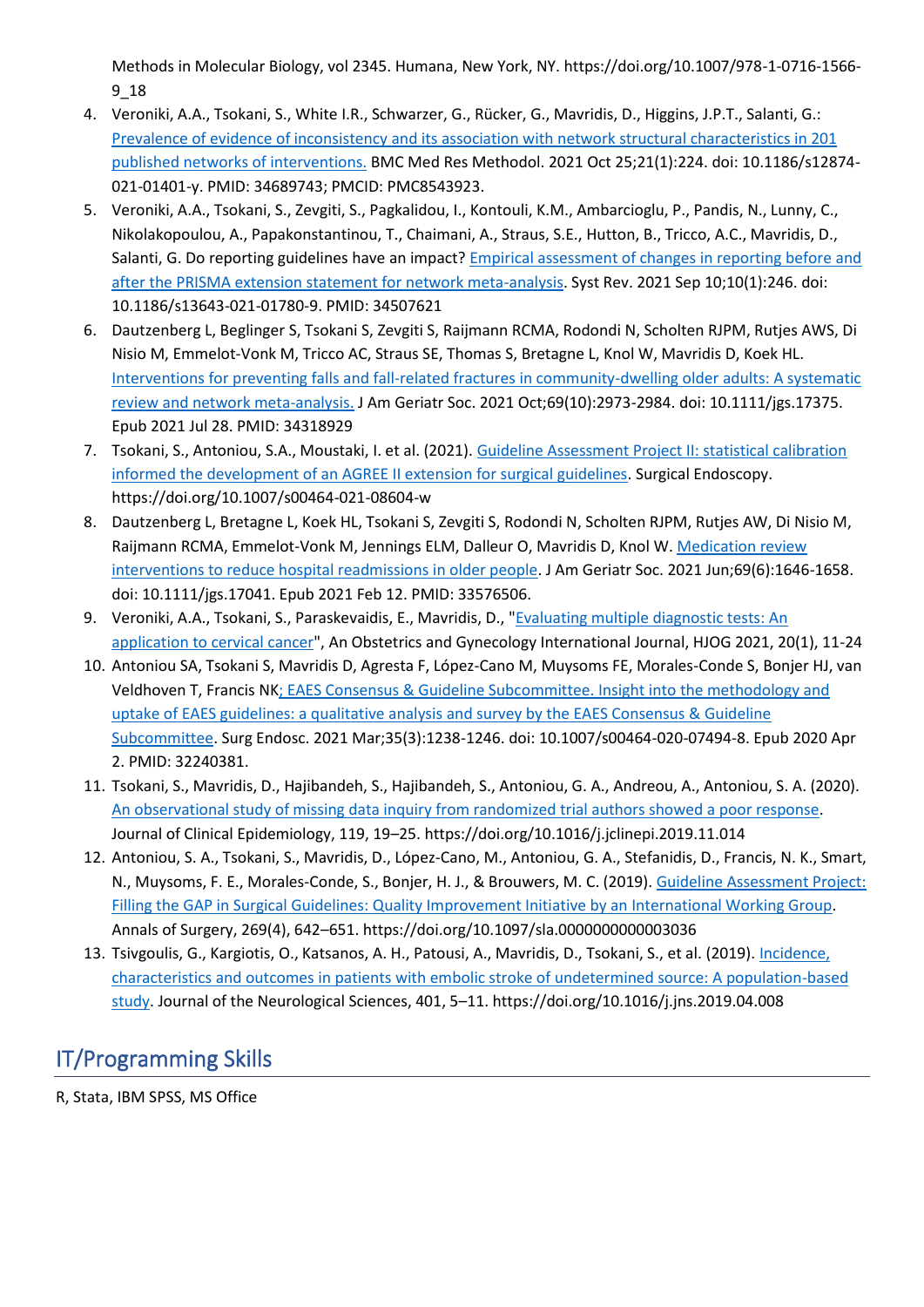Methods in Molecular Biology, vol 2345. Humana, New York, NY. https://doi.org/10.1007/978-1-0716-1566-9_18

4. Veroniki, A.A., Tsokani, S., White I.R., Schwarzer, G., Rücker, G., Mavridis, D., Higgins, J.P.T., Salanti, G.: Prevalence of evidence of inconsistency and its association with network structural characteristics in 201 published networks of interventions. BMC Med Res Methodol. 2021 Oct 25;21(1):224. doi: 10.1186/s12874-021-01401-y. PMID: 34689743; PMCID: PMC8543923.
5. Veroniki, A.A., Tsokani, S., Zevgiti, S., Pagkalidou, I., Kontouli, K.M., Ambarcioglu, P., Pandis, N., Lunny, C., Nikolakopoulou, A., Papakonstantinou, T., Chaimani, A., Straus, S.E., Hutton, B., Tricco, A.C., Mavridis, D., Salanti, G. Do reporting guidelines have an impact? Empirical assessment of changes in reporting before and after the PRISMA extension statement for network meta-analysis. Syst Rev. 2021 Sep 10;10(1):246. doi: 10.1186/s13643-021-01780-9. PMID: 34507621
6. Dautzenberg L, Beglinger S, Tsokani S, Zevgiti S, Raijmann RCMA, Rodondi N, Scholten RJPM, Rutjes AWS, Di Nisio M, Emmelot-Vonk M, Tricco AC, Straus SE, Thomas S, Bretagne L, Knol W, Mavridis D, Koek HL. Interventions for preventing falls and fall-related fractures in community-dwelling older adults: A systematic review and network meta-analysis. J Am Geriatr Soc. 2021 Oct;69(10):2973-2984. doi: 10.1111/jgs.17375. Epub 2021 Jul 28. PMID: 34318929
7. Tsokani, S., Antoniou, S.A., Moustaki, I. et al. (2021). Guideline Assessment Project II: statistical calibration informed the development of an AGREE II extension for surgical guidelines. Surgical Endoscopy. https://doi.org/10.1007/s00464-021-08604-w
8. Dautzenberg L, Bretagne L, Koek HL, Tsokani S, Zevgiti S, Rodondi N, Scholten RJPM, Rutjes AW, Di Nisio M, Raijmann RCMA, Emmelot-Vonk M, Jennings ELM, Dalleur O, Mavridis D, Knol W. Medication review interventions to reduce hospital readmissions in older people. J Am Geriatr Soc. 2021 Jun;69(6):1646-1658. doi: 10.1111/jgs.17041. Epub 2021 Feb 12. PMID: 33576506.
9. Veroniki, A.A., Tsokani, S., Paraskevaidis, E., Mavridis, D., "Evaluating multiple diagnostic tests: An application to cervical cancer", An Obstetrics and Gynecology International Journal, HJOG 2021, 20(1), 11-24
10. Antoniou SA, Tsokani S, Mavridis D, Agresta F, López-Cano M, Muysoms FE, Morales-Conde S, Bonjer HJ, van Veldhoven T, Francis NK; EAES Consensus & Guideline Subcommittee. Insight into the methodology and uptake of EAES guidelines: a qualitative analysis and survey by the EAES Consensus & Guideline Subcommittee. Surg Endosc. 2021 Mar;35(3):1238-1246. doi: 10.1007/s00464-020-07494-8. Epub 2020 Apr 2. PMID: 32240381.
11. Tsokani, S., Mavridis, D., Hajibandeh, S., Hajibandeh, S., Antoniou, G. A., Andreou, A., Antoniou, S. A. (2020). An observational study of missing data inquiry from randomized trial authors showed a poor response. Journal of Clinical Epidemiology, 119, 19–25. https://doi.org/10.1016/j.jclinepi.2019.11.014
12. Antoniou, S. A., Tsokani, S., Mavridis, D., López-Cano, M., Antoniou, G. A., Stefanidis, D., Francis, N. K., Smart, N., Muysoms, F. E., Morales-Conde, S., Bonjer, H. J., & Brouwers, M. C. (2019). Guideline Assessment Project: Filling the GAP in Surgical Guidelines: Quality Improvement Initiative by an International Working Group. Annals of Surgery, 269(4), 642–651. https://doi.org/10.1097/sla.0000000000003036
13. Tsivgoulis, G., Kargiotis, O., Katsanos, A. H., Patousi, A., Mavridis, D., Tsokani, S., et al. (2019). Incidence, characteristics and outcomes in patients with embolic stroke of undetermined source: A population-based study. Journal of the Neurological Sciences, 401, 5–11. https://doi.org/10.1016/j.jns.2019.04.008

## IT/Programming Skills

R, Stata, IBM SPSS, MS Office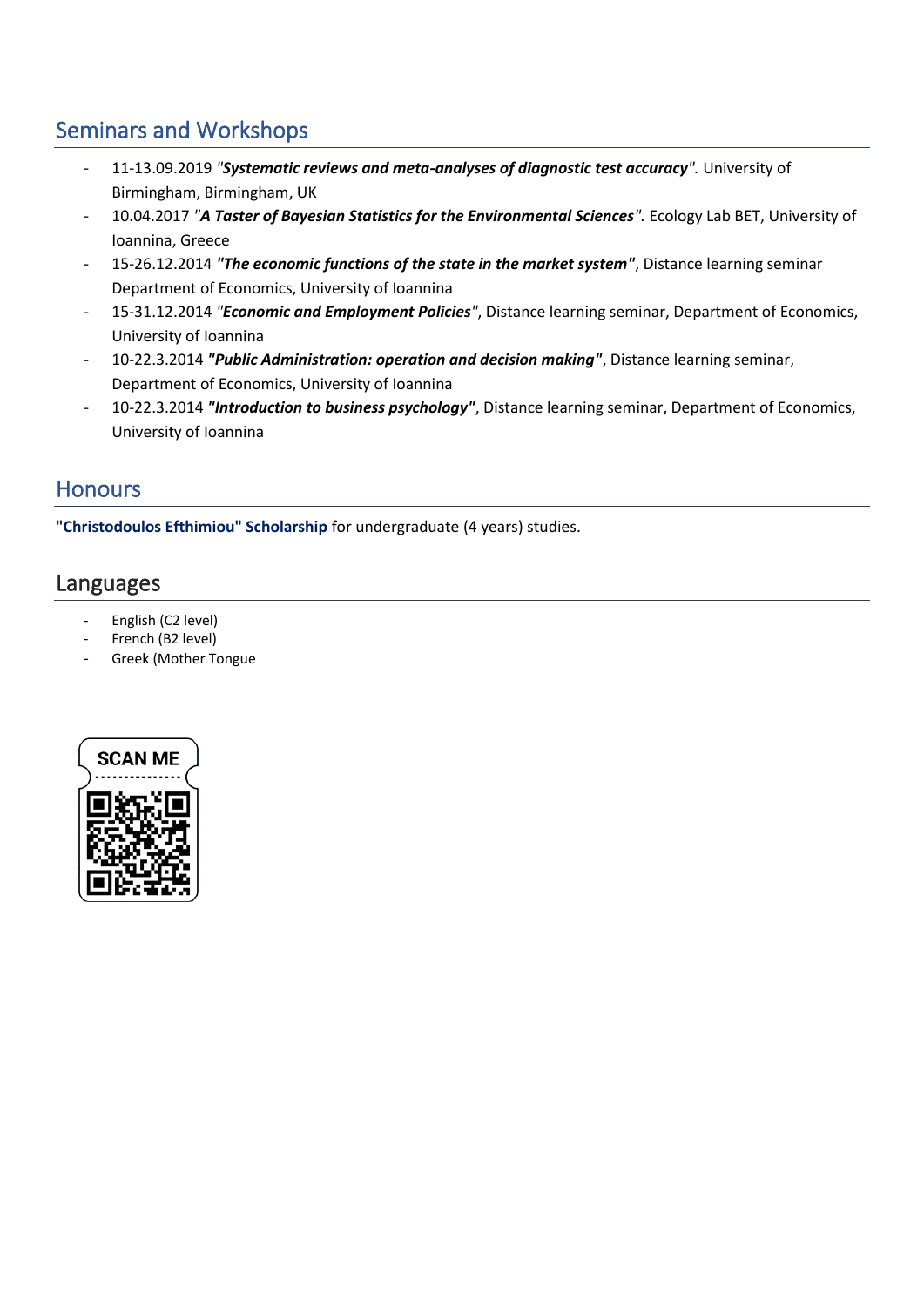## Seminars and Workshops

- 11-13.09.2019 "***Systematic reviews and meta-analyses of diagnostic test accuracy***". University of Birmingham, Birmingham, UK
- 10.04.2017 "***A Taster of Bayesian Statistics for the Environmental Sciences***". Ecology Lab BET, University of Ioannina, Greece
- 15-26.12.2014 ***"The economic functions of the state in the market system"***, Distance learning seminar Department of Economics, University of Ioannina
- 15-31.12.2014 "***Economic and Employment Policies***", Distance learning seminar, Department of Economics, University of Ioannina
- 10-22.3.2014 ***"Public Administration: operation and decision making"***, Distance learning seminar, Department of Economics, University of Ioannina
- 10-22.3.2014 ***"Introduction to business psychology"***, Distance learning seminar, Department of Economics, University of Ioannina

## Honours

**"Christodoulos Efthimiou" Scholarship** for undergraduate (4 years) studies.

## Languages

- English (C2 level)
- French (B2 level)
- Greek (Mother Tongue

SCAN ME